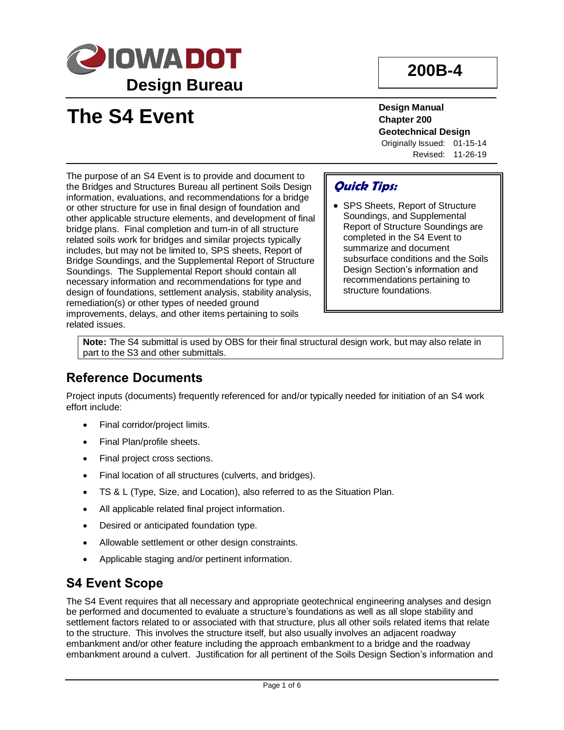# IOWA DOT Design Bureau

**200B-4**

# The S4 Event

**Design Manual**
**Chapter 200**
**Geotechnical Design**
Originally Issued: 01-15-14
Revised: 11-26-19

The purpose of an S4 Event is to provide and document to the Bridges and Structures Bureau all pertinent Soils Design information, evaluations, and recommendations for a bridge or other structure for use in final design of foundation and other applicable structure elements, and development of final bridge plans. Final completion and turn-in of all structure related soils work for bridges and similar projects typically includes, but may not be limited to, SPS sheets, Report of Bridge Soundings, and the Supplemental Report of Structure Soundings. The Supplemental Report should contain all necessary information and recommendations for type and design of foundations, settlement analysis, stability analysis, remediation(s) or other types of needed ground improvements, delays, and other items pertaining to soils related issues.

> ***Quick Tips:***
>
> - SPS Sheets, Report of Structure Soundings, and Supplemental Report of Structure Soundings are completed in the S4 Event to summarize and document subsurface conditions and the Soils Design Section's information and recommendations pertaining to structure foundations.

**Note:** The S4 submittal is used by OBS for their final structural design work, but may also relate in part to the S3 and other submittals.

## Reference Documents

Project inputs (documents) frequently referenced for and/or typically needed for initiation of an S4 work effort include:

- Final corridor/project limits.
- Final Plan/profile sheets.
- Final project cross sections.
- Final location of all structures (culverts, and bridges).
- TS & L (Type, Size, and Location), also referred to as the Situation Plan.
- All applicable related final project information.
- Desired or anticipated foundation type.
- Allowable settlement or other design constraints.
- Applicable staging and/or pertinent information.

## S4 Event Scope

The S4 Event requires that all necessary and appropriate geotechnical engineering analyses and design be performed and documented to evaluate a structure's foundations as well as all slope stability and settlement factors related to or associated with that structure, plus all other soils related items that relate to the structure. This involves the structure itself, but also usually involves an adjacent roadway embankment and/or other feature including the approach embankment to a bridge and the roadway embankment around a culvert. Justification for all pertinent of the Soils Design Section's information and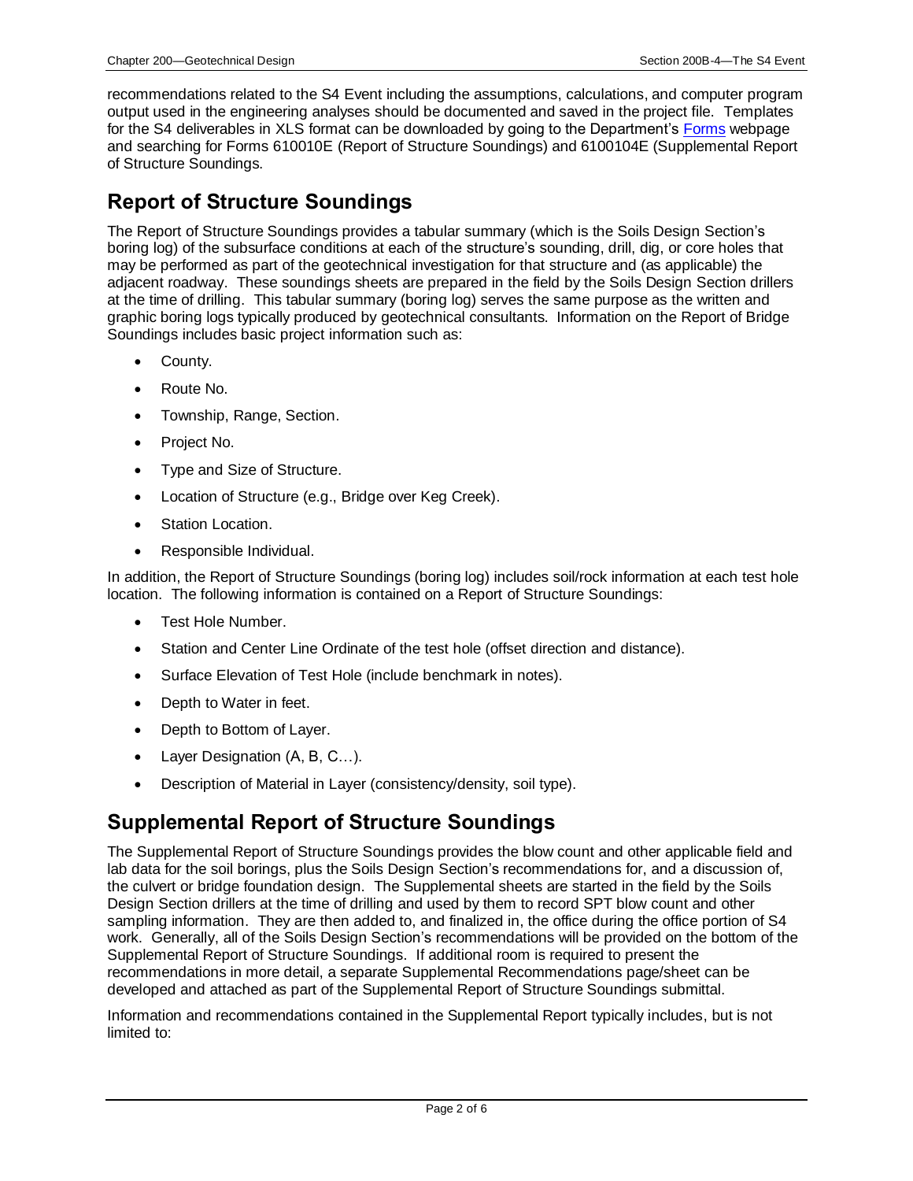recommendations related to the S4 Event including the assumptions, calculations, and computer program output used in the engineering analyses should be documented and saved in the project file. Templates for the S4 deliverables in XLS format can be downloaded by going to the Department's [Forms](#) webpage and searching for Forms 610010E (Report of Structure Soundings) and 6100104E (Supplemental Report of Structure Soundings.

## Report of Structure Soundings

The Report of Structure Soundings provides a tabular summary (which is the Soils Design Section's boring log) of the subsurface conditions at each of the structure's sounding, drill, dig, or core holes that may be performed as part of the geotechnical investigation for that structure and (as applicable) the adjacent roadway. These soundings sheets are prepared in the field by the Soils Design Section drillers at the time of drilling. This tabular summary (boring log) serves the same purpose as the written and graphic boring logs typically produced by geotechnical consultants. Information on the Report of Bridge Soundings includes basic project information such as:

- County.
- Route No.
- Township, Range, Section.
- Project No.
- Type and Size of Structure.
- Location of Structure (e.g., Bridge over Keg Creek).
- Station Location.
- Responsible Individual.

In addition, the Report of Structure Soundings (boring log) includes soil/rock information at each test hole location. The following information is contained on a Report of Structure Soundings:

- Test Hole Number.
- Station and Center Line Ordinate of the test hole (offset direction and distance).
- Surface Elevation of Test Hole (include benchmark in notes).
- Depth to Water in feet.
- Depth to Bottom of Layer.
- Layer Designation (A, B, C…).
- Description of Material in Layer (consistency/density, soil type).

## Supplemental Report of Structure Soundings

The Supplemental Report of Structure Soundings provides the blow count and other applicable field and lab data for the soil borings, plus the Soils Design Section's recommendations for, and a discussion of, the culvert or bridge foundation design. The Supplemental sheets are started in the field by the Soils Design Section drillers at the time of drilling and used by them to record SPT blow count and other sampling information. They are then added to, and finalized in, the office during the office portion of S4 work. Generally, all of the Soils Design Section's recommendations will be provided on the bottom of the Supplemental Report of Structure Soundings. If additional room is required to present the recommendations in more detail, a separate Supplemental Recommendations page/sheet can be developed and attached as part of the Supplemental Report of Structure Soundings submittal.

Information and recommendations contained in the Supplemental Report typically includes, but is not limited to: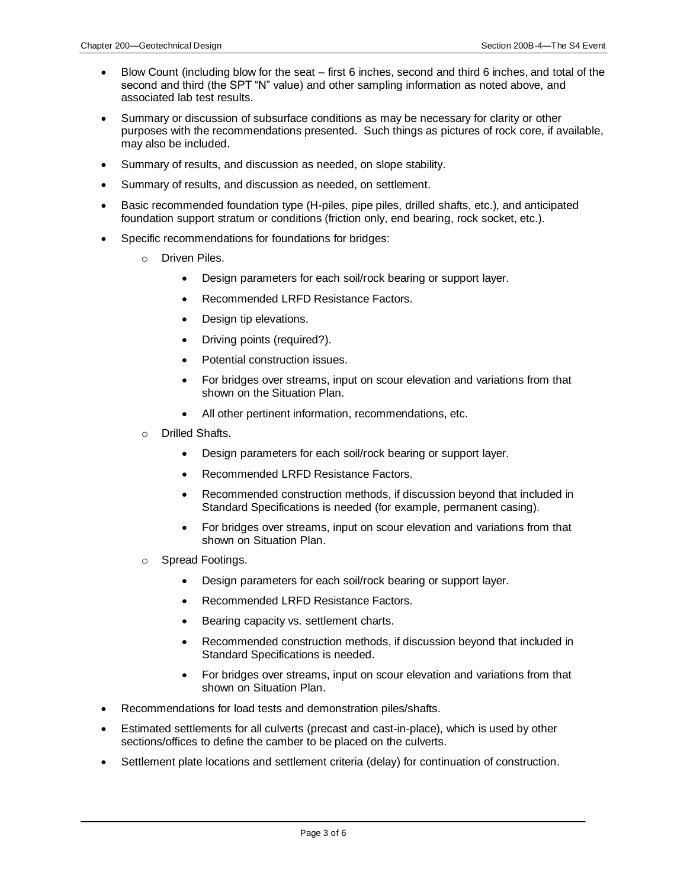- Blow Count (including blow for the seat – first 6 inches, second and third 6 inches, and total of the second and third (the SPT "N" value) and other sampling information as noted above, and associated lab test results.
- Summary or discussion of subsurface conditions as may be necessary for clarity or other purposes with the recommendations presented. Such things as pictures of rock core, if available, may also be included.
- Summary of results, and discussion as needed, on slope stability.
- Summary of results, and discussion as needed, on settlement.
- Basic recommended foundation type (H-piles, pipe piles, drilled shafts, etc.), and anticipated foundation support stratum or conditions (friction only, end bearing, rock socket, etc.).
- Specific recommendations for foundations for bridges:
  - Driven Piles.
    - Design parameters for each soil/rock bearing or support layer.
    - Recommended LRFD Resistance Factors.
    - Design tip elevations.
    - Driving points (required?).
    - Potential construction issues.
    - For bridges over streams, input on scour elevation and variations from that shown on the Situation Plan.
    - All other pertinent information, recommendations, etc.
  - Drilled Shafts.
    - Design parameters for each soil/rock bearing or support layer.
    - Recommended LRFD Resistance Factors.
    - Recommended construction methods, if discussion beyond that included in Standard Specifications is needed (for example, permanent casing).
    - For bridges over streams, input on scour elevation and variations from that shown on Situation Plan.
  - Spread Footings.
    - Design parameters for each soil/rock bearing or support layer.
    - Recommended LRFD Resistance Factors.
    - Bearing capacity vs. settlement charts.
    - Recommended construction methods, if discussion beyond that included in Standard Specifications is needed.
    - For bridges over streams, input on scour elevation and variations from that shown on Situation Plan.
- Recommendations for load tests and demonstration piles/shafts.
- Estimated settlements for all culverts (precast and cast-in-place), which is used by other sections/offices to define the camber to be placed on the culverts.
- Settlement plate locations and settlement criteria (delay) for continuation of construction.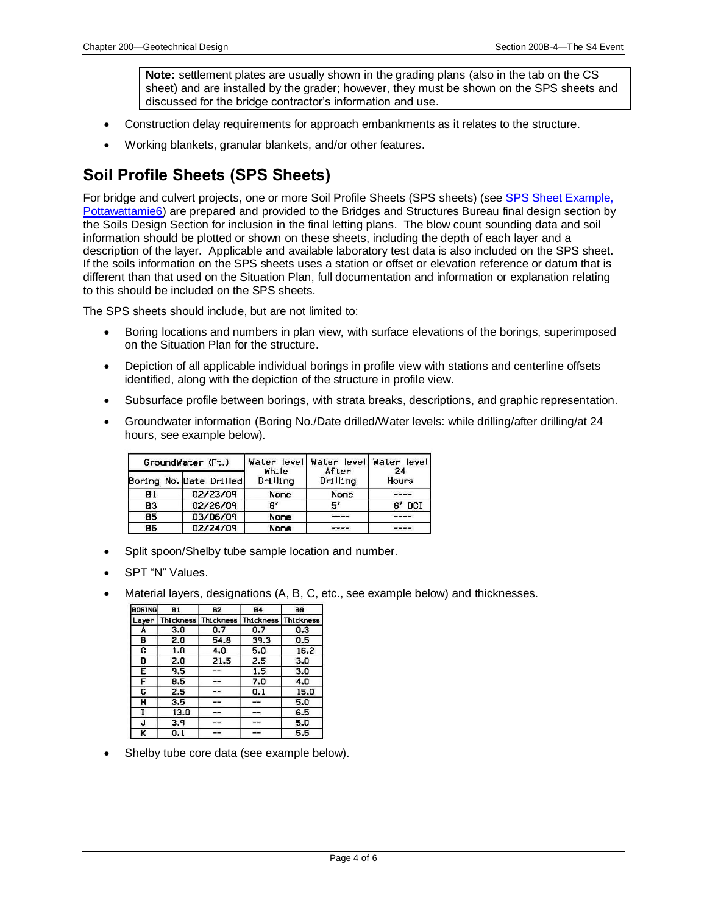> **Note:** settlement plates are usually shown in the grading plans (also in the tab on the CS sheet) and are installed by the grader; however, they must be shown on the SPS sheets and discussed for the bridge contractor's information and use.

- Construction delay requirements for approach embankments as it relates to the structure.
- Working blankets, granular blankets, and/or other features.

## Soil Profile Sheets (SPS Sheets)

For bridge and culvert projects, one or more Soil Profile Sheets (SPS sheets) (see SPS Sheet Example, Pottawattamie6) are prepared and provided to the Bridges and Structures Bureau final design section by the Soils Design Section for inclusion in the final letting plans. The blow count sounding data and soil information should be plotted or shown on these sheets, including the depth of each layer and a description of the layer. Applicable and available laboratory test data is also included on the SPS sheet. If the soils information on the SPS sheets uses a station or offset or elevation reference or datum that is different than that used on the Situation Plan, full documentation and information or explanation relating to this should be included on the SPS sheets.

The SPS sheets should include, but are not limited to:

- Boring locations and numbers in plan view, with surface elevations of the borings, superimposed on the Situation Plan for the structure.
- Depiction of all applicable individual borings in profile view with stations and centerline offsets identified, along with the depiction of the structure in profile view.
- Subsurface profile between borings, with strata breaks, descriptions, and graphic representation.
- Groundwater information (Boring No./Date drilled/Water levels: while drilling/after drilling/at 24 hours, see example below).

| GroundWater (Ft.) | | Water level While Drilling | Water level After Drilling | Water level 24 Hours |
|---|---|---|---|---|
| Boring No. | Date Drilled | | | |
| B1 | 02/23/09 | None | None | ---- |
| B3 | 02/26/09 | 6' | 5' | 6' DCI |
| B5 | 03/06/09 | None | ---- | ---- |
| B6 | 02/24/09 | None | ---- | ---- |

- Split spoon/Shelby tube sample location and number.
- SPT "N" Values.
- Material layers, designations (A, B, C, etc., see example below) and thicknesses.

| BORING | B1 | B2 | B4 | B6 |
|---|---|---|---|---|
| Layer | Thickness | Thickness | Thickness | Thickness |
| A | 3.0 | 0.7 | 0.7 | 0.3 |
| B | 2.0 | 54.8 | 39.3 | 0.5 |
| C | 1.0 | 4.0 | 5.0 | 16.2 |
| D | 2.0 | 21.5 | 2.5 | 3.0 |
| E | 9.5 | -- | 1.5 | 3.0 |
| F | 8.5 | -- | 7.0 | 4.0 |
| G | 2.5 | -- | 0.1 | 15.0 |
| H | 3.5 | -- | -- | 5.0 |
| I | 13.0 | -- | -- | 6.5 |
| J | 3.9 | -- | -- | 5.0 |
| K | 0.1 | -- | -- | 5.5 |

- Shelby tube core data (see example below).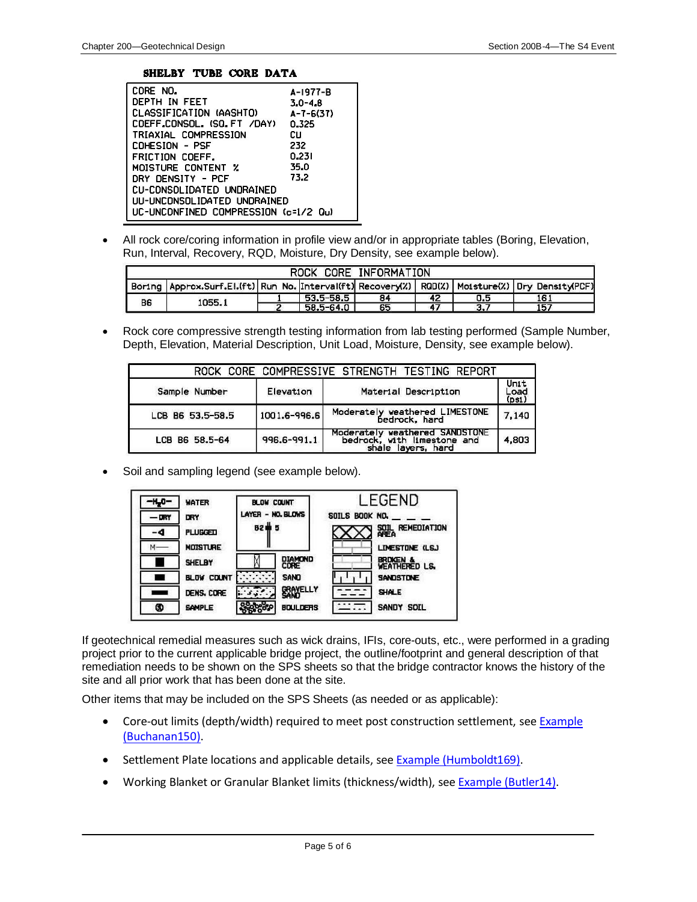**SHELBY TUBE CORE DATA**

| | |
|---|---|
| CORE NO. | A-1977-B |
| DEPTH IN FEET | 3.0-4.8 |
| CLASSIFICATION (AASHTO) | A-7-6(37) |
| COEFF.CONSOL. (SQ.FT /DAY) | 0.325 |
| TRIAXIAL COMPRESSION | CU |
| COHESION - PSF | 232 |
| FRICTION COEFF. | 0.231 |
| MOISTURE CONTENT % | 35.0 |
| DRY DENSITY - PCF | 73.2 |

CU-CONSOLIDATED UNDRAINED
UU-UNCONSOLIDATED UNDRAINED
UC-UNCONFINED COMPRESSION (c=1/2 Qu)

- All rock core/coring information in profile view and/or in appropriate tables (Boring, Elevation, Run, Interval, Recovery, RQD, Moisture, Dry Density, see example below).

**ROCK CORE INFORMATION**

| Boring | Approx.Surf.El.(ft) | Run No. | Interval(ft) | Recovery(%) | RQD(%) | Moisture(%) | Dry Density(PCF) |
|---|---|---|---|---|---|---|---|
| B6 | 1055.1 | 1 | 53.5-58.5 | 84 | 42 | 0.5 | 161 |
| | | 2 | 58.5-64.0 | 65 | 47 | 3.7 | 157 |

- Rock core compressive strength testing information from lab testing performed (Sample Number, Depth, Elevation, Material Description, Unit Load, Moisture, Density, see example below).

**ROCK CORE COMPRESSIVE STRENGTH TESTING REPORT**

| Sample Number | Elevation | Material Description | Unit Load (psi) |
|---|---|---|---|
| LCB B6 53.5-58.5 | 1001.6-996.6 | Moderately weathered LIMESTONE bedrock, hard | 7,140 |
| LCB B6 58.5-64 | 996.6-991.1 | Moderately weathered SANDSTONE bedrock, with limestone and shale layers, hard | 4,803 |

- Soil and sampling legend (see example below).

**LEGEND**

| Symbol | Meaning |
|---|---|
| $-H_2O-$ | WATER |
| — DRY | DRY |
| -◄ | PLUGGED |
| M— | MOISTURE |
| ■ | SHELBY |
| ▬ | BLOW COUNT |
| ▬ | DENS. CORE |
| ⑤ | SAMPLE |

BLOW COUNT: LAYER - NO. BLOWS (B2 5)

DIAMOND CORE; SAND; GRAVELLY SAND; BOULDERS

SOILS BOOK NO. _ _ _

SOIL REMEDIATION AREA; LIMESTONE (LS.); BROKEN & WEATHERED LS.; SANDSTONE; SHALE; SANDY SOIL

If geotechnical remedial measures such as wick drains, IFIs, core-outs, etc., were performed in a grading project prior to the current applicable bridge project, the outline/footprint and general description of that remediation needs to be shown on the SPS sheets so that the bridge contractor knows the history of the site and all prior work that has been done at the site.

Other items that may be included on the SPS Sheets (as needed or as applicable):

- Core-out limits (depth/width) required to meet post construction settlement, see Example (Buchanan150).
- Settlement Plate locations and applicable details, see Example (Humboldt169).
- Working Blanket or Granular Blanket limits (thickness/width), see Example (Butler14).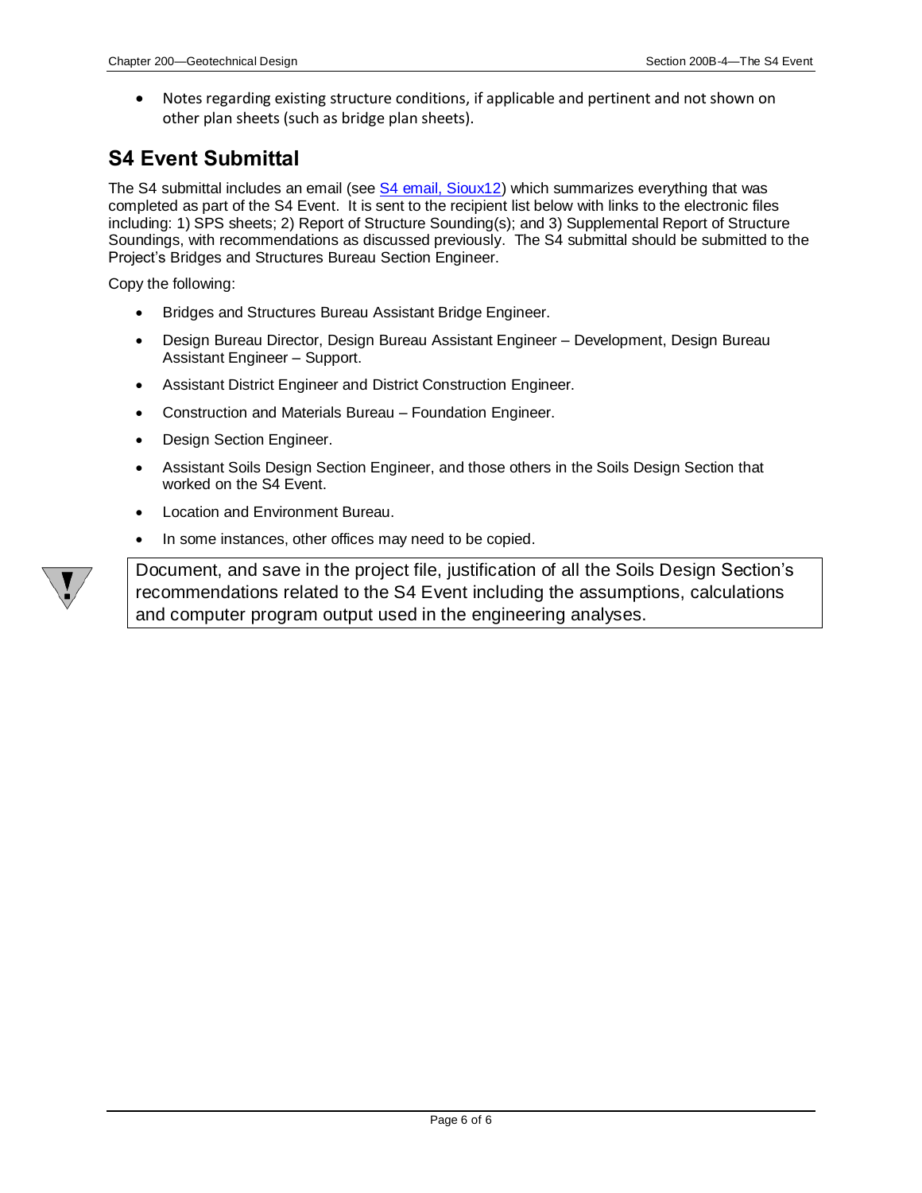- Notes regarding existing structure conditions, if applicable and pertinent and not shown on other plan sheets (such as bridge plan sheets).

## S4 Event Submittal

The S4 submittal includes an email (see S4 email, Sioux12) which summarizes everything that was completed as part of the S4 Event. It is sent to the recipient list below with links to the electronic files including: 1) SPS sheets; 2) Report of Structure Sounding(s); and 3) Supplemental Report of Structure Soundings, with recommendations as discussed previously. The S4 submittal should be submitted to the Project's Bridges and Structures Bureau Section Engineer.

Copy the following:

- Bridges and Structures Bureau Assistant Bridge Engineer.
- Design Bureau Director, Design Bureau Assistant Engineer – Development, Design Bureau Assistant Engineer – Support.
- Assistant District Engineer and District Construction Engineer.
- Construction and Materials Bureau – Foundation Engineer.
- Design Section Engineer.
- Assistant Soils Design Section Engineer, and those others in the Soils Design Section that worked on the S4 Event.
- Location and Environment Bureau.
- In some instances, other offices may need to be copied.

> Document, and save in the project file, justification of all the Soils Design Section's recommendations related to the S4 Event including the assumptions, calculations and computer program output used in the engineering analyses.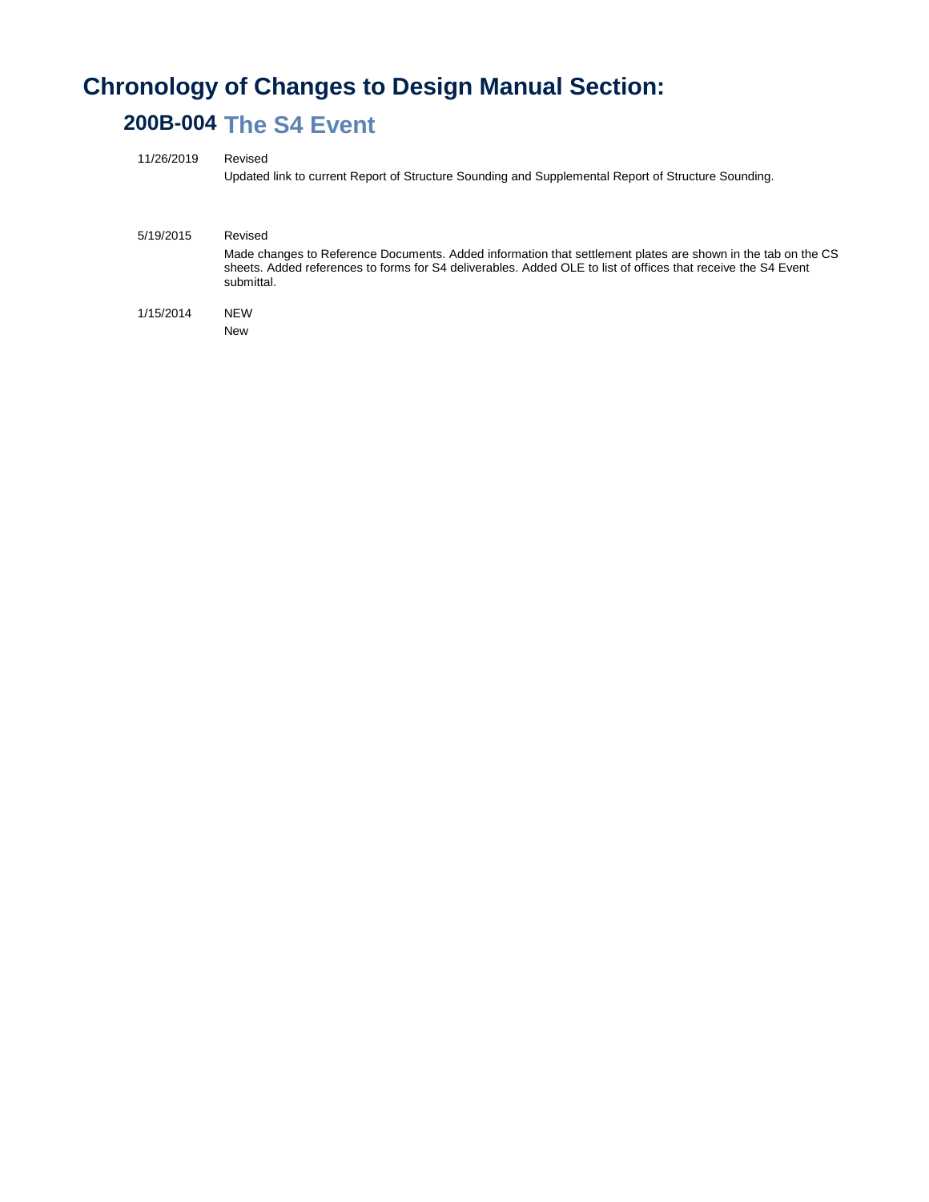# Chronology of Changes to Design Manual Section:

## 200B-004 The S4 Event

11/26/2019 Revised

Updated link to current Report of Structure Sounding and Supplemental Report of Structure Sounding.

5/19/2015 Revised

Made changes to Reference Documents. Added information that settlement plates are shown in the tab on the CS sheets. Added references to forms for S4 deliverables. Added OLE to list of offices that receive the S4 Event submittal.

1/15/2014 NEW

New